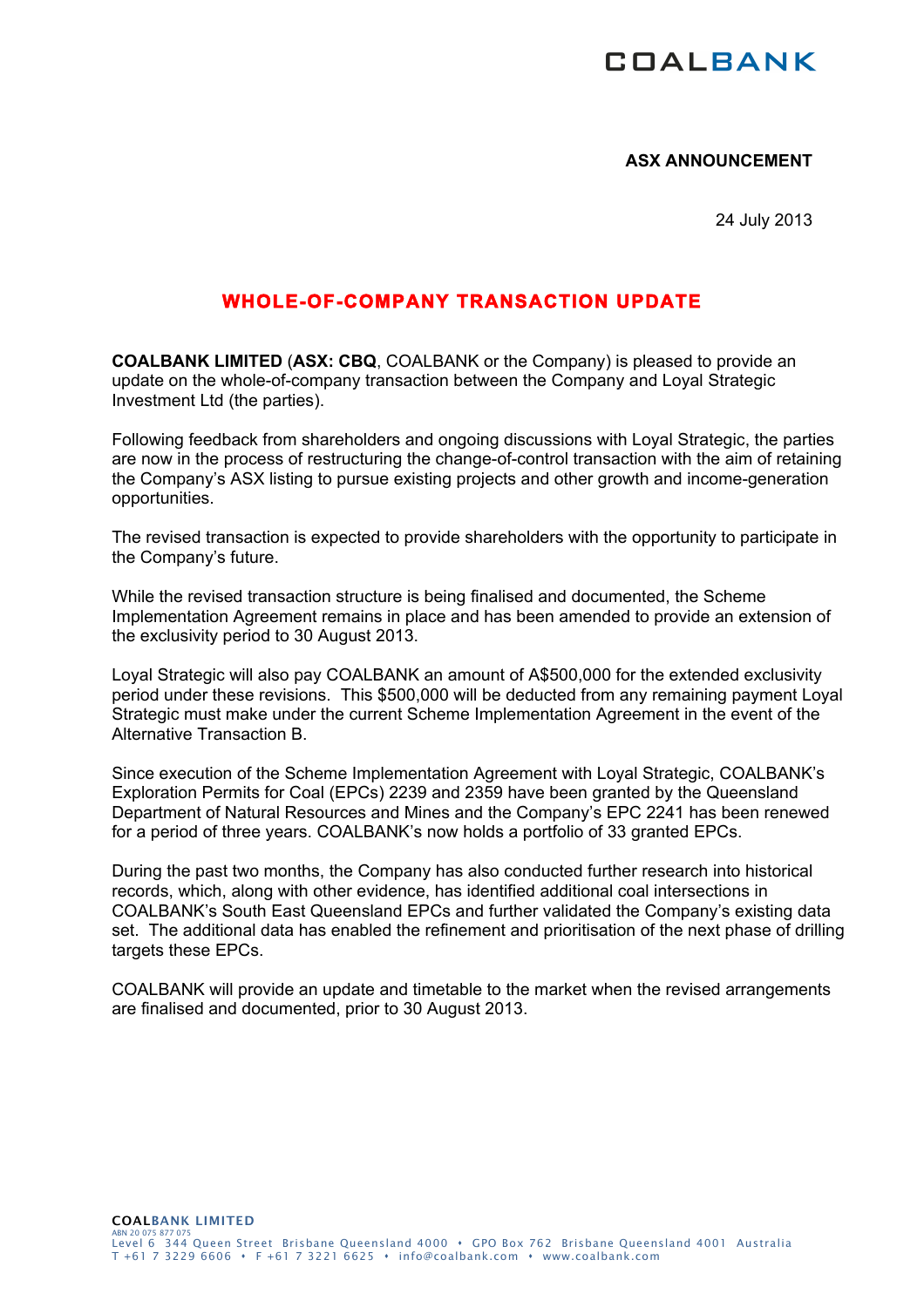COALBANK

**ASX ANNOUNCEMENT**

24 July 2013

# WHOLE-OF-COMPANY TRANSACTION UPDATE

**COALBANK LIMITED** (**ASX: CBQ**, COALBANK or the Company) is pleased to provide an update on the whole-of-company transaction between the Company and Loyal Strategic Investment Ltd (the parties).

Following feedback from shareholders and ongoing discussions with Loyal Strategic, the parties are now in the process of restructuring the change-of-control transaction with the aim of retaining the Company's ASX listing to pursue existing projects and other growth and income-generation opportunities.

The revised transaction is expected to provide shareholders with the opportunity to participate in the Company's future.

While the revised transaction structure is being finalised and documented, the Scheme Implementation Agreement remains in place and has been amended to provide an extension of the exclusivity period to 30 August 2013.

Loyal Strategic will also pay COALBANK an amount of A$500,000 for the extended exclusivity period under these revisions. This $500,000 will be deducted from any remaining payment Loyal Strategic must make under the current Scheme Implementation Agreement in the event of the Alternative Transaction B.

Since execution of the Scheme Implementation Agreement with Loyal Strategic, COALBANK's Exploration Permits for Coal (EPCs) 2239 and 2359 have been granted by the Queensland Department of Natural Resources and Mines and the Company's EPC 2241 has been renewed for a period of three years. COALBANK's now holds a portfolio of 33 granted EPCs.

During the past two months, the Company has also conducted further research into historical records, which, along with other evidence, has identified additional coal intersections in COALBANK's South East Queensland EPCs and further validated the Company's existing data set. The additional data has enabled the refinement and prioritisation of the next phase of drilling targets these EPCs.

COALBANK will provide an update and timetable to the market when the revised arrangements are finalised and documented, prior to 30 August 2013.

COALBANK LIMITED
ABN 20 075 877 075
Level 6 344 Queen Street Brisbane Queensland 4000 • GPO Box 762 Brisbane Queensland 4001 Australia
T +61 7 3229 6606 • F +61 7 3221 6625 • info@coalbank.com • www.coalbank.com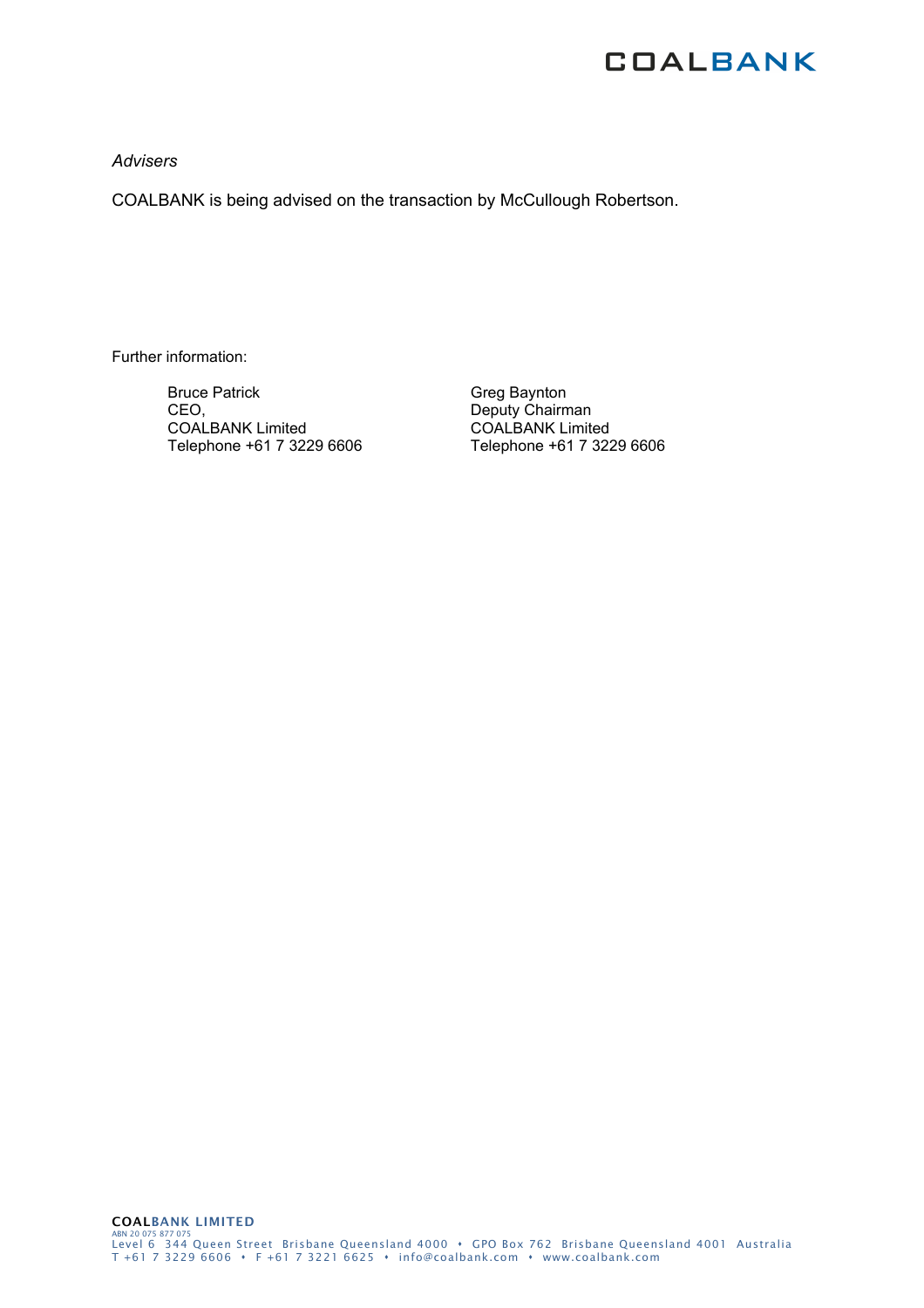*Advisers*

COALBANK is being advised on the transaction by McCullough Robertson.

Further information:

Bruce Patrick
CEO,
COALBANK Limited
Telephone +61 7 3229 6606

Greg Baynton
Deputy Chairman
COALBANK Limited
Telephone +61 7 3229 6606